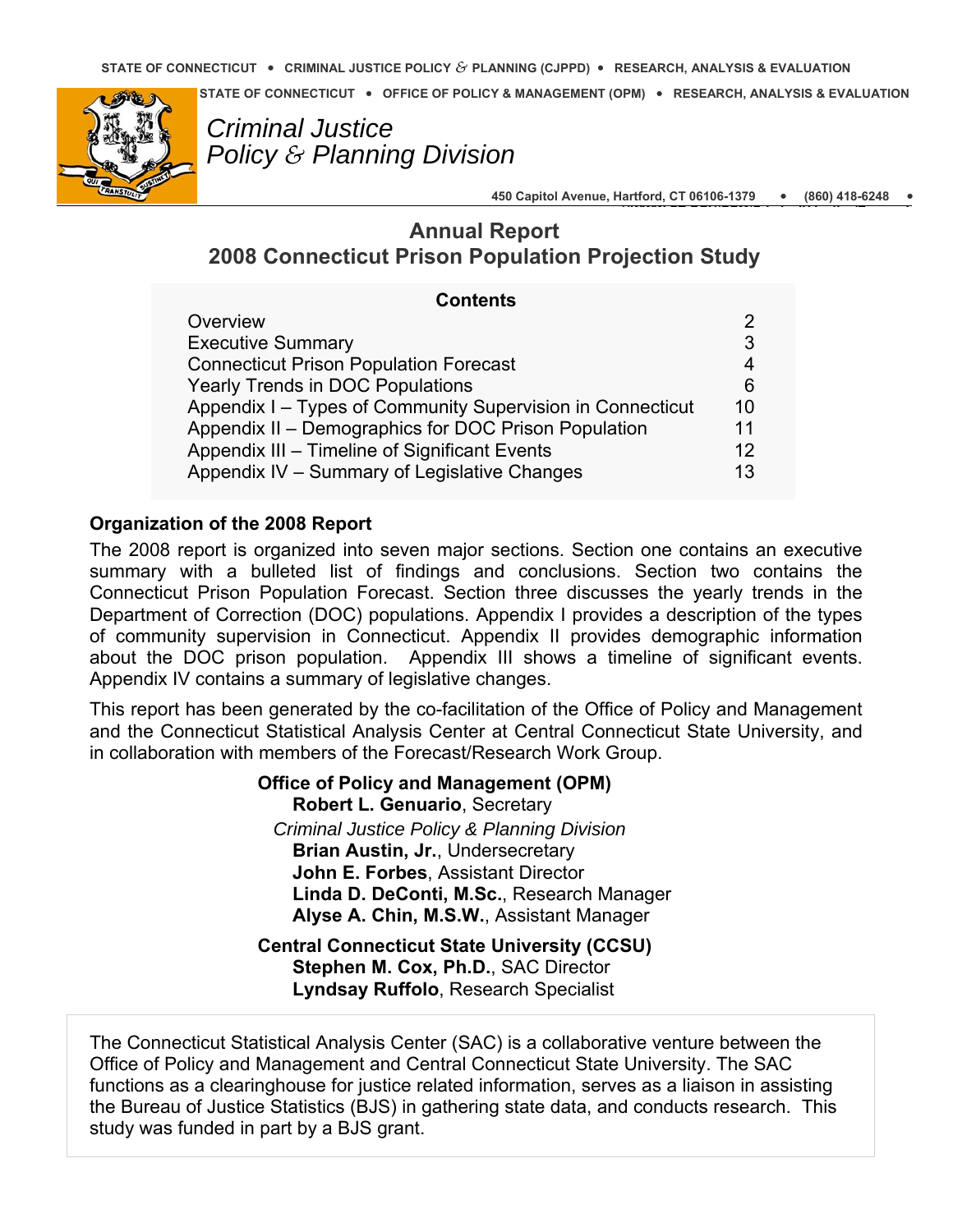STATE OF CONNECTICUT • CRIMINAL JUSTICE POLICY & PLANNING (CJPPD) • RESEARCH, ANALYSIS & EVALUATION

STATE OF CONNECTICUT • OFFICE OF POLICY & MANAGEMENT (OPM) • RESEARCH, ANALYSIS & EVALUATION

*Criminal Justice*
*Policy & Planning Division*

450 Capitol Avenue, Hartford, CT 06106-1379 • (860) 418-6248 •

# Annual Report
# 2008 Connecticut Prison Population Projection Study

| Contents | |
|---|---|
| Overview | 2 |
| Executive Summary | 3 |
| Connecticut Prison Population Forecast | 4 |
| Yearly Trends in DOC Populations | 6 |
| Appendix I – Types of Community Supervision in Connecticut | 10 |
| Appendix II – Demographics for DOC Prison Population | 11 |
| Appendix III – Timeline of Significant Events | 12 |
| Appendix IV – Summary of Legislative Changes | 13 |

## Organization of the 2008 Report

The 2008 report is organized into seven major sections. Section one contains an executive summary with a bulleted list of findings and conclusions. Section two contains the Connecticut Prison Population Forecast. Section three discusses the yearly trends in the Department of Correction (DOC) populations. Appendix I provides a description of the types of community supervision in Connecticut. Appendix II provides demographic information about the DOC prison population. Appendix III shows a timeline of significant events. Appendix IV contains a summary of legislative changes.

This report has been generated by the co-facilitation of the Office of Policy and Management and the Connecticut Statistical Analysis Center at Central Connecticut State University, and in collaboration with members of the Forecast/Research Work Group.

**Office of Policy and Management (OPM)**
**Robert L. Genuario**, Secretary

*Criminal Justice Policy & Planning Division*
**Brian Austin, Jr.**, Undersecretary
**John E. Forbes**, Assistant Director
**Linda D. DeConti, M.Sc.**, Research Manager
**Alyse A. Chin, M.S.W.**, Assistant Manager

**Central Connecticut State University (CCSU)**
**Stephen M. Cox, Ph.D.**, SAC Director
**Lyndsay Ruffolo**, Research Specialist

The Connecticut Statistical Analysis Center (SAC) is a collaborative venture between the Office of Policy and Management and Central Connecticut State University. The SAC functions as a clearinghouse for justice related information, serves as a liaison in assisting the Bureau of Justice Statistics (BJS) in gathering state data, and conducts research. This study was funded in part by a BJS grant.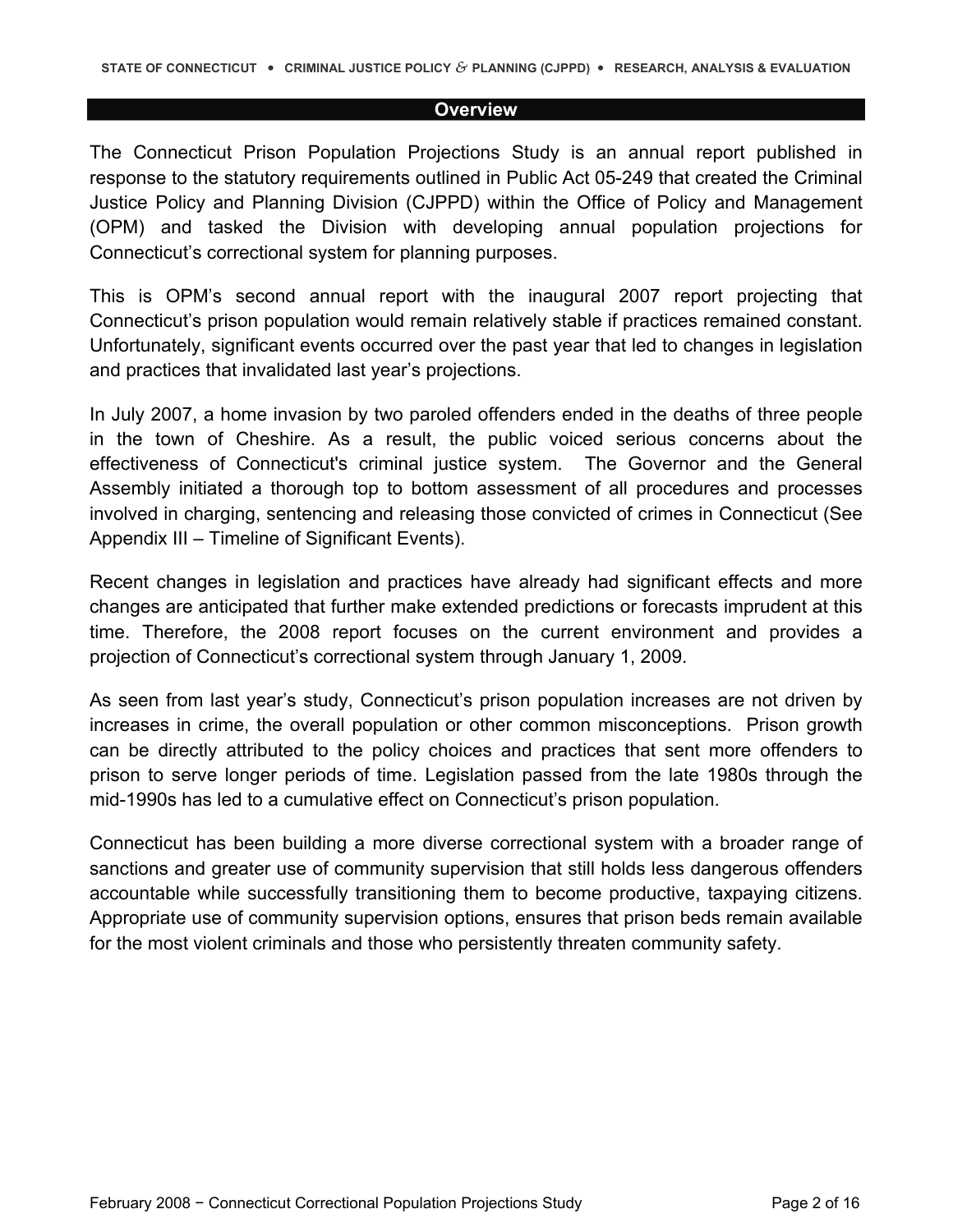## Overview

The Connecticut Prison Population Projections Study is an annual report published in response to the statutory requirements outlined in Public Act 05-249 that created the Criminal Justice Policy and Planning Division (CJPPD) within the Office of Policy and Management (OPM) and tasked the Division with developing annual population projections for Connecticut's correctional system for planning purposes.

This is OPM's second annual report with the inaugural 2007 report projecting that Connecticut's prison population would remain relatively stable if practices remained constant. Unfortunately, significant events occurred over the past year that led to changes in legislation and practices that invalidated last year's projections.

In July 2007, a home invasion by two paroled offenders ended in the deaths of three people in the town of Cheshire. As a result, the public voiced serious concerns about the effectiveness of Connecticut's criminal justice system. The Governor and the General Assembly initiated a thorough top to bottom assessment of all procedures and processes involved in charging, sentencing and releasing those convicted of crimes in Connecticut (See Appendix III – Timeline of Significant Events).

Recent changes in legislation and practices have already had significant effects and more changes are anticipated that further make extended predictions or forecasts imprudent at this time. Therefore, the 2008 report focuses on the current environment and provides a projection of Connecticut's correctional system through January 1, 2009.

As seen from last year's study, Connecticut's prison population increases are not driven by increases in crime, the overall population or other common misconceptions. Prison growth can be directly attributed to the policy choices and practices that sent more offenders to prison to serve longer periods of time. Legislation passed from the late 1980s through the mid-1990s has led to a cumulative effect on Connecticut's prison population.

Connecticut has been building a more diverse correctional system with a broader range of sanctions and greater use of community supervision that still holds less dangerous offenders accountable while successfully transitioning them to become productive, taxpaying citizens. Appropriate use of community supervision options, ensures that prison beds remain available for the most violent criminals and those who persistently threaten community safety.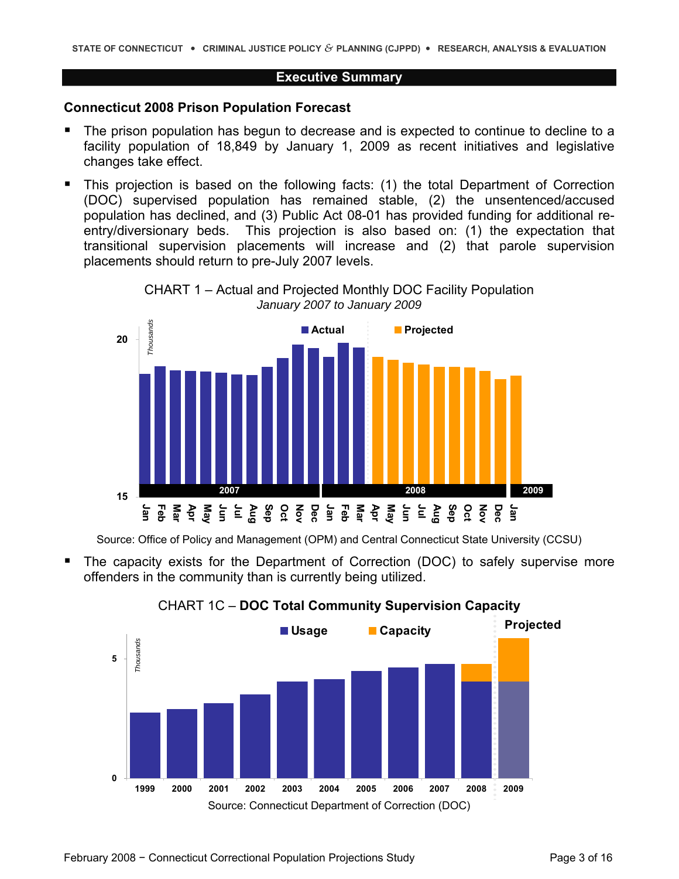## Executive Summary

### Connecticut 2008 Prison Population Forecast

- The prison population has begun to decrease and is expected to continue to decline to a facility population of 18,849 by January 1, 2009 as recent initiatives and legislative changes take effect.
- This projection is based on the following facts: (1) the total Department of Correction (DOC) supervised population has remained stable, (2) the unsentenced/accused population has declined, and (3) Public Act 08-01 has provided funding for additional re-entry/diversionary beds. This projection is also based on: (1) the expectation that transitional supervision placements will increase and (2) that parole supervision placements should return to pre-July 2007 levels.

CHART 1 – Actual and Projected Monthly DOC Facility Population
*January 2007 to January 2009*

Source: Office of Policy and Management (OPM) and Central Connecticut State University (CCSU)

- The capacity exists for the Department of Correction (DOC) to safely supervise more offenders in the community than is currently being utilized.

CHART 1C – **DOC Total Community Supervision Capacity**

Source: Connecticut Department of Correction (DOC)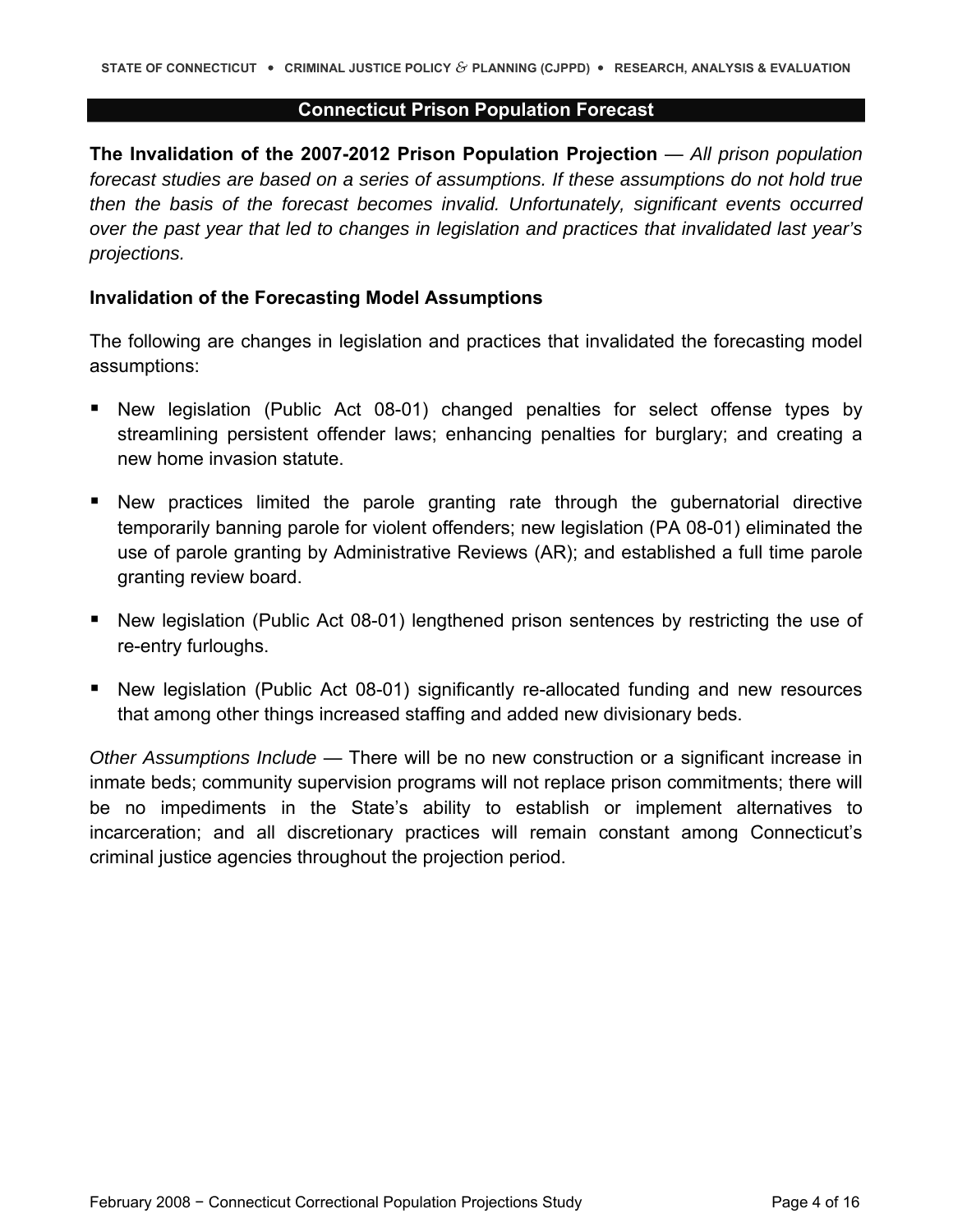## Connecticut Prison Population Forecast

**The Invalidation of the 2007-2012 Prison Population Projection** — *All prison population forecast studies are based on a series of assumptions. If these assumptions do not hold true then the basis of the forecast becomes invalid. Unfortunately, significant events occurred over the past year that led to changes in legislation and practices that invalidated last year's projections.*

### Invalidation of the Forecasting Model Assumptions

The following are changes in legislation and practices that invalidated the forecasting model assumptions:

- New legislation (Public Act 08-01) changed penalties for select offense types by streamlining persistent offender laws; enhancing penalties for burglary; and creating a new home invasion statute.
- New practices limited the parole granting rate through the gubernatorial directive temporarily banning parole for violent offenders; new legislation (PA 08-01) eliminated the use of parole granting by Administrative Reviews (AR); and established a full time parole granting review board.
- New legislation (Public Act 08-01) lengthened prison sentences by restricting the use of re-entry furloughs.
- New legislation (Public Act 08-01) significantly re-allocated funding and new resources that among other things increased staffing and added new divisionary beds.

*Other Assumptions Include* — There will be no new construction or a significant increase in inmate beds; community supervision programs will not replace prison commitments; there will be no impediments in the State's ability to establish or implement alternatives to incarceration; and all discretionary practices will remain constant among Connecticut's criminal justice agencies throughout the projection period.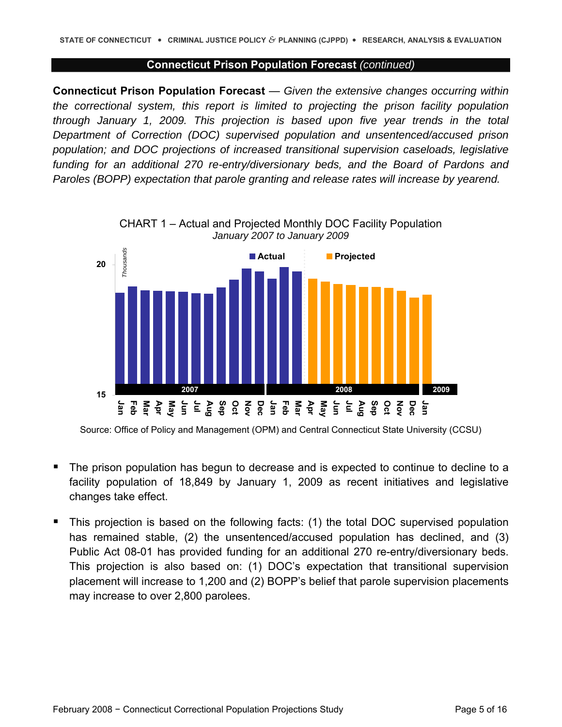## Connecticut Prison Population Forecast *(continued)*

**Connecticut Prison Population Forecast** — *Given the extensive changes occurring within the correctional system, this report is limited to projecting the prison facility population through January 1, 2009. This projection is based upon five year trends in the total Department of Correction (DOC) supervised population and unsentenced/accused prison population; and DOC projections of increased transitional supervision caseloads, legislative funding for an additional 270 re-entry/diversionary beds, and the Board of Pardons and Paroles (BOPP) expectation that parole granting and release rates will increase by yearend.*

CHART 1 – Actual and Projected Monthly DOC Facility Population
*January 2007 to January 2009*

Source: Office of Policy and Management (OPM) and Central Connecticut State University (CCSU)

- The prison population has begun to decrease and is expected to continue to decline to a facility population of 18,849 by January 1, 2009 as recent initiatives and legislative changes take effect.

- This projection is based on the following facts: (1) the total DOC supervised population has remained stable, (2) the unsentenced/accused population has declined, and (3) Public Act 08-01 has provided funding for an additional 270 re-entry/diversionary beds. This projection is also based on: (1) DOC's expectation that transitional supervision placement will increase to 1,200 and (2) BOPP's belief that parole supervision placements may increase to over 2,800 parolees.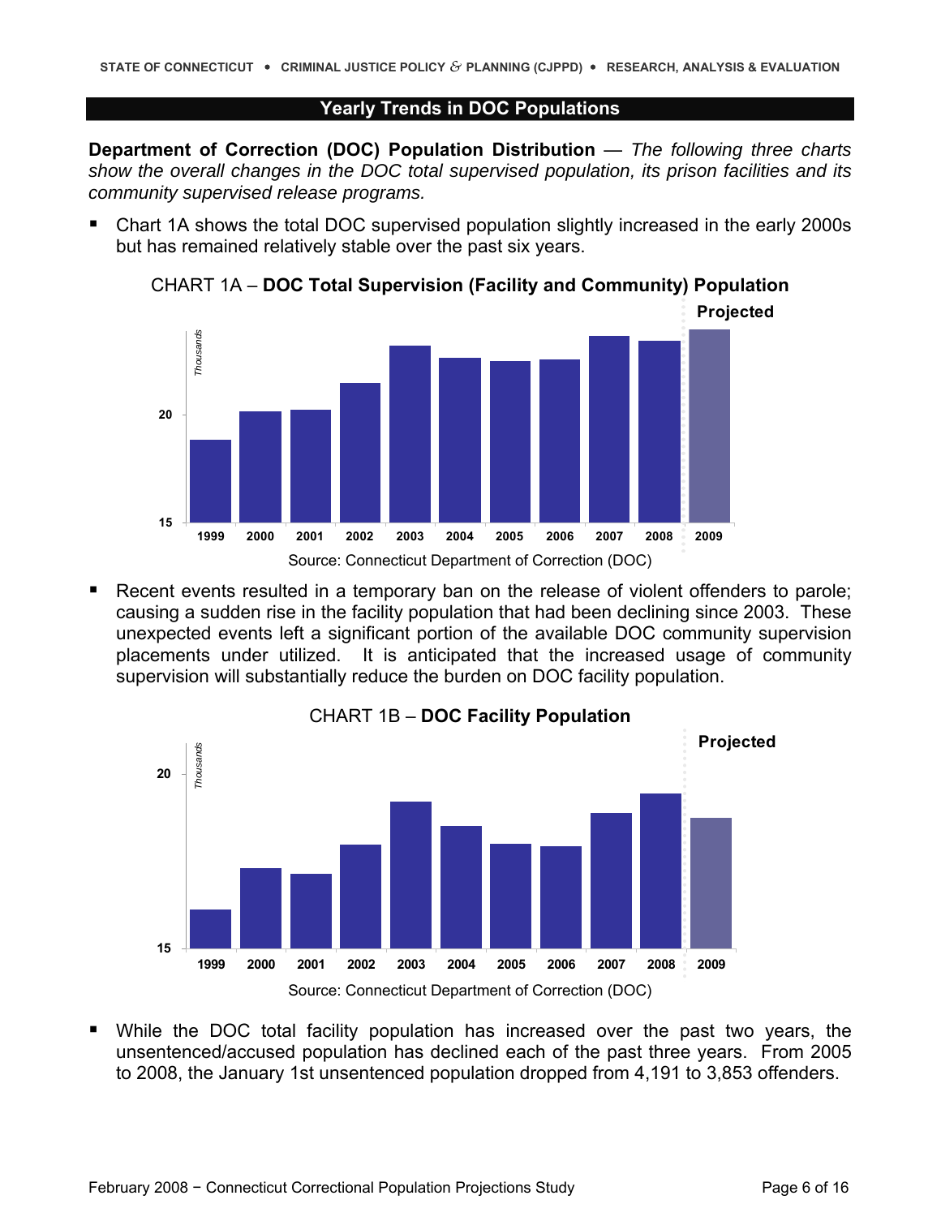## Yearly Trends in DOC Populations

**Department of Correction (DOC) Population Distribution** — *The following three charts show the overall changes in the DOC total supervised population, its prison facilities and its community supervised release programs.*

- Chart 1A shows the total DOC supervised population slightly increased in the early 2000s but has remained relatively stable over the past six years.

CHART 1A – **DOC Total Supervision (Facility and Community) Population**

Source: Connecticut Department of Correction (DOC)

- Recent events resulted in a temporary ban on the release of violent offenders to parole; causing a sudden rise in the facility population that had been declining since 2003. These unexpected events left a significant portion of the available DOC community supervision placements under utilized. It is anticipated that the increased usage of community supervision will substantially reduce the burden on DOC facility population.

CHART 1B – **DOC Facility Population**

Source: Connecticut Department of Correction (DOC)

- While the DOC total facility population has increased over the past two years, the unsentenced/accused population has declined each of the past three years. From 2005 to 2008, the January 1st unsentenced population dropped from 4,191 to 3,853 offenders.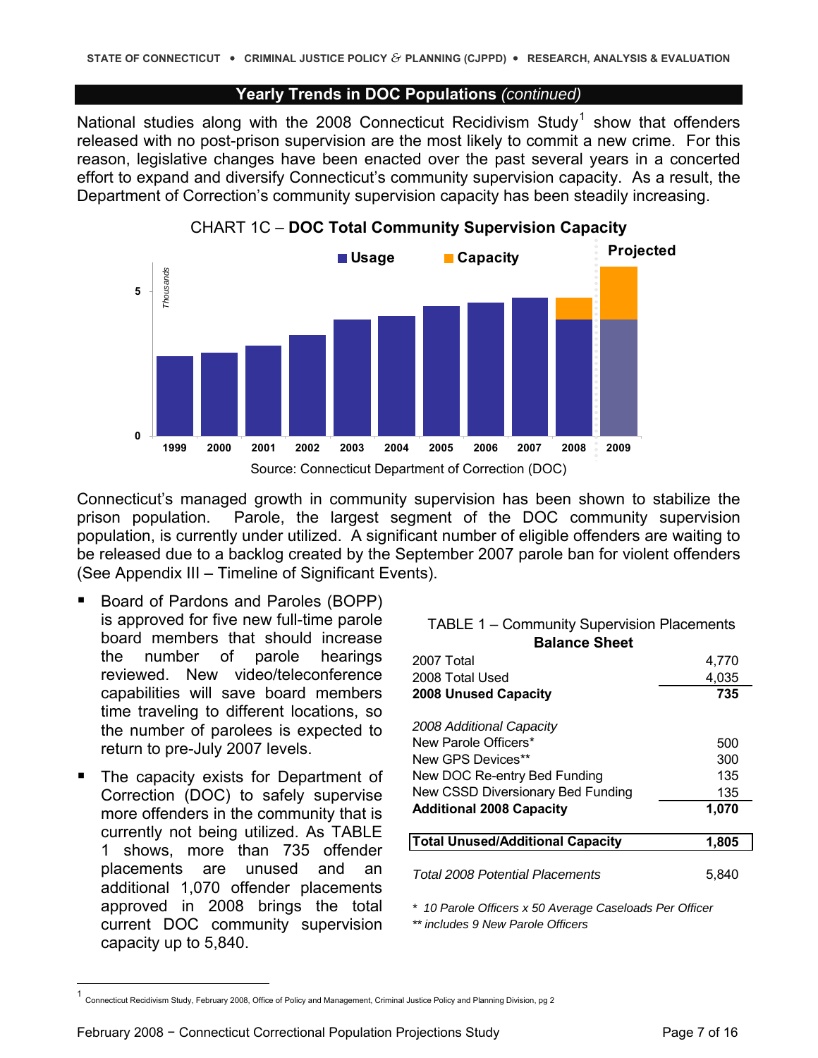## Yearly Trends in DOC Populations *(continued)*

National studies along with the 2008 Connecticut Recidivism Study[1] show that offenders released with no post-prison supervision are the most likely to commit a new crime. For this reason, legislative changes have been enacted over the past several years in a concerted effort to expand and diversify Connecticut's community supervision capacity. As a result, the Department of Correction's community supervision capacity has been steadily increasing.

CHART 1C – **DOC Total Community Supervision Capacity**

Source: Connecticut Department of Correction (DOC)

Connecticut's managed growth in community supervision has been shown to stabilize the prison population. Parole, the largest segment of the DOC community supervision population, is currently under utilized. A significant number of eligible offenders are waiting to be released due to a backlog created by the September 2007 parole ban for violent offenders (See Appendix III – Timeline of Significant Events).

- Board of Pardons and Paroles (BOPP) is approved for five new full-time parole board members that should increase the number of parole hearings reviewed. New video/teleconference capabilities will save board members time traveling to different locations, so the number of parolees is expected to return to pre-July 2007 levels.
- The capacity exists for Department of Correction (DOC) to safely supervise more offenders in the community that is currently not being utilized. As TABLE 1 shows, more than 735 offender placements are unused and an additional 1,070 offender placements approved in 2008 brings the total current DOC community supervision capacity up to 5,840.

TABLE 1 – Community Supervision Placements
**Balance Sheet**

| | |
|---|---|
| 2007 Total | 4,770 |
| 2008 Total Used | 4,035 |
| **2008 Unused Capacity** | **735** |
| *2008 Additional Capacity* | |
| New Parole Officers* | 500 |
| New GPS Devices** | 300 |
| New DOC Re-entry Bed Funding | 135 |
| New CSSD Diversionary Bed Funding | 135 |
| **Additional 2008 Capacity** | **1,070** |
| **Total Unused/Additional Capacity** | **1,805** |
| *Total 2008 Potential Placements* | 5,840 |

*\* 10 Parole Officers x 50 Average Caseloads Per Officer*
*\*\* includes 9 New Parole Officers*

[1] Connecticut Recidivism Study, February 2008, Office of Policy and Management, Criminal Justice Policy and Planning Division, pg 2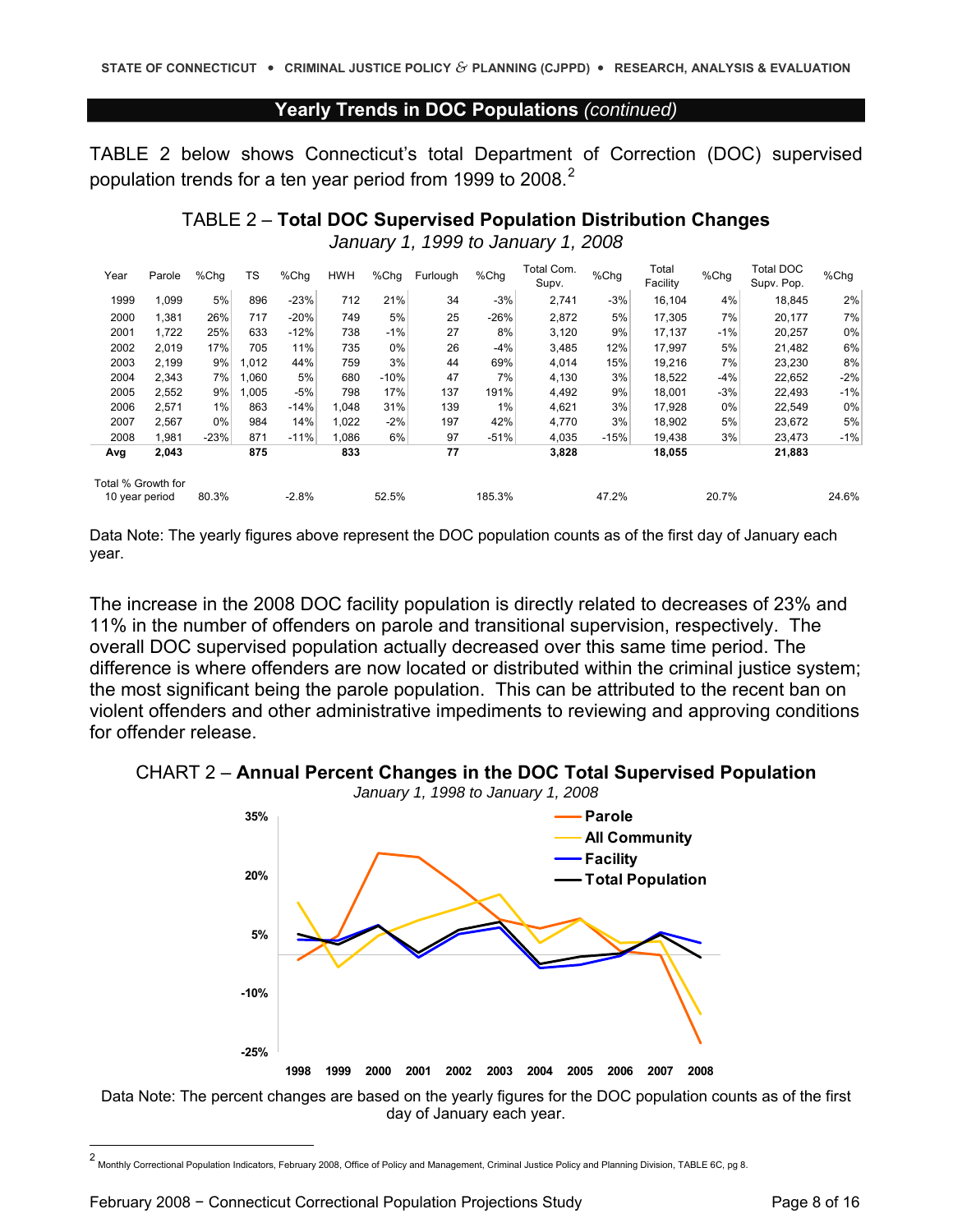## Yearly Trends in DOC Populations *(continued)*

TABLE 2 below shows Connecticut's total Department of Correction (DOC) supervised population trends for a ten year period from 1999 to 2008.[2]

### TABLE 2 – **Total DOC Supervised Population Distribution Changes**

*January 1, 1999 to January 1, 2008*

| Year | Parole | %Chg | TS | %Chg | HWH | %Chg | Furlough | %Chg | Total Com. Supv. | %Chg | Total Facility | %Chg | Total DOC Supv. Pop. | %Chg |
|---|---|---|---|---|---|---|---|---|---|---|---|---|---|---|
| 1999 | 1,099 | 5% | 896 | -23% | 712 | 21% | 34 | -3% | 2,741 | -3% | 16,104 | 4% | 18,845 | 2% |
| 2000 | 1,381 | 26% | 717 | -20% | 749 | 5% | 25 | -26% | 2,872 | 5% | 17,305 | 7% | 20,177 | 7% |
| 2001 | 1,722 | 25% | 633 | -12% | 738 | -1% | 27 | 8% | 3,120 | 9% | 17,137 | -1% | 20,257 | 0% |
| 2002 | 2,019 | 17% | 705 | 11% | 735 | 0% | 26 | -4% | 3,485 | 12% | 17,997 | 5% | 21,482 | 6% |
| 2003 | 2,199 | 9% | 1,012 | 44% | 759 | 3% | 44 | 69% | 4,014 | 15% | 19,216 | 7% | 23,230 | 8% |
| 2004 | 2,343 | 7% | 1,060 | 5% | 680 | -10% | 47 | 7% | 4,130 | 3% | 18,522 | -4% | 22,652 | -2% |
| 2005 | 2,552 | 9% | 1,005 | -5% | 798 | 17% | 137 | 191% | 4,492 | 9% | 18,001 | -3% | 22,493 | -1% |
| 2006 | 2,571 | 1% | 863 | -14% | 1,048 | 31% | 139 | 1% | 4,621 | 3% | 17,928 | 0% | 22,549 | 0% |
| 2007 | 2,567 | 0% | 984 | 14% | 1,022 | -2% | 197 | 42% | 4,770 | 3% | 18,902 | 5% | 23,672 | 5% |
| 2008 | 1,981 | -23% | 871 | -11% | 1,086 | 6% | 97 | -51% | 4,035 | -15% | 19,438 | 3% | 23,473 | -1% |
| **Avg** | **2,043** | | **875** | | **833** | | **77** | | **3,828** | | **18,055** | | **21,883** | |
| Total % Growth for 10 year period | | 80.3% | | -2.8% | | 52.5% | | 185.3% | | 47.2% | | 20.7% | | 24.6% |

Data Note: The yearly figures above represent the DOC population counts as of the first day of January each year.

The increase in the 2008 DOC facility population is directly related to decreases of 23% and 11% in the number of offenders on parole and transitional supervision, respectively. The overall DOC supervised population actually decreased over this same time period. The difference is where offenders are now located or distributed within the criminal justice system; the most significant being the parole population. This can be attributed to the recent ban on violent offenders and other administrative impediments to reviewing and approving conditions for offender release.

### CHART 2 – **Annual Percent Changes in the DOC Total Supervised Population**

*January 1, 1998 to January 1, 2008*

Data Note: The percent changes are based on the yearly figures for the DOC population counts as of the first day of January each year.

---

[2] Monthly Correctional Population Indicators, February 2008, Office of Policy and Management, Criminal Justice Policy and Planning Division, TABLE 6C, pg 8.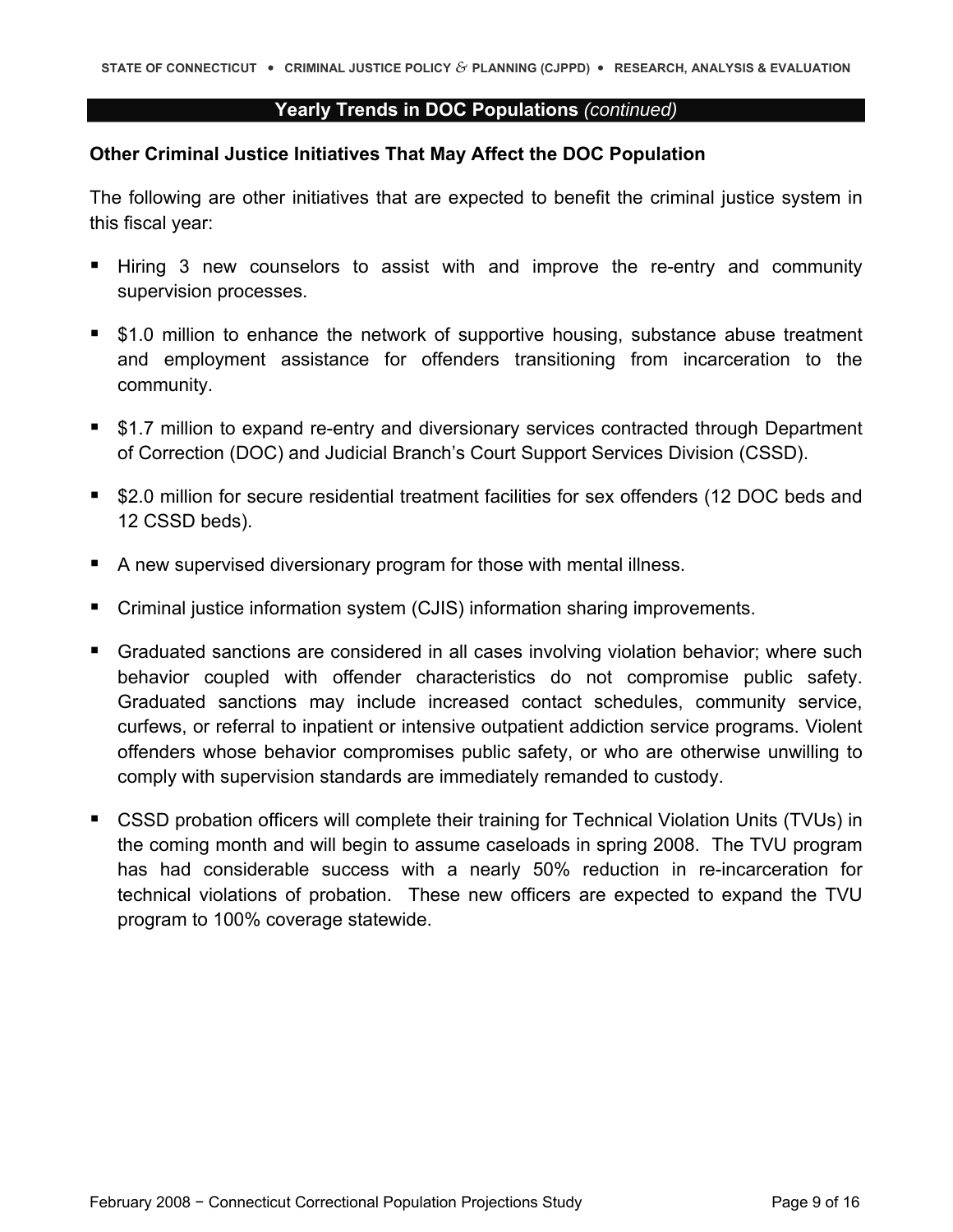## Yearly Trends in DOC Populations *(continued)*

### Other Criminal Justice Initiatives That May Affect the DOC Population

The following are other initiatives that are expected to benefit the criminal justice system in this fiscal year:

- Hiring 3 new counselors to assist with and improve the re-entry and community supervision processes.
- $1.0 million to enhance the network of supportive housing, substance abuse treatment and employment assistance for offenders transitioning from incarceration to the community.
- $1.7 million to expand re-entry and diversionary services contracted through Department of Correction (DOC) and Judicial Branch's Court Support Services Division (CSSD).
- $2.0 million for secure residential treatment facilities for sex offenders (12 DOC beds and 12 CSSD beds).
- A new supervised diversionary program for those with mental illness.
- Criminal justice information system (CJIS) information sharing improvements.
- Graduated sanctions are considered in all cases involving violation behavior; where such behavior coupled with offender characteristics do not compromise public safety. Graduated sanctions may include increased contact schedules, community service, curfews, or referral to inpatient or intensive outpatient addiction service programs. Violent offenders whose behavior compromises public safety, or who are otherwise unwilling to comply with supervision standards are immediately remanded to custody.
- CSSD probation officers will complete their training for Technical Violation Units (TVUs) in the coming month and will begin to assume caseloads in spring 2008. The TVU program has had considerable success with a nearly 50% reduction in re-incarceration for technical violations of probation. These new officers are expected to expand the TVU program to 100% coverage statewide.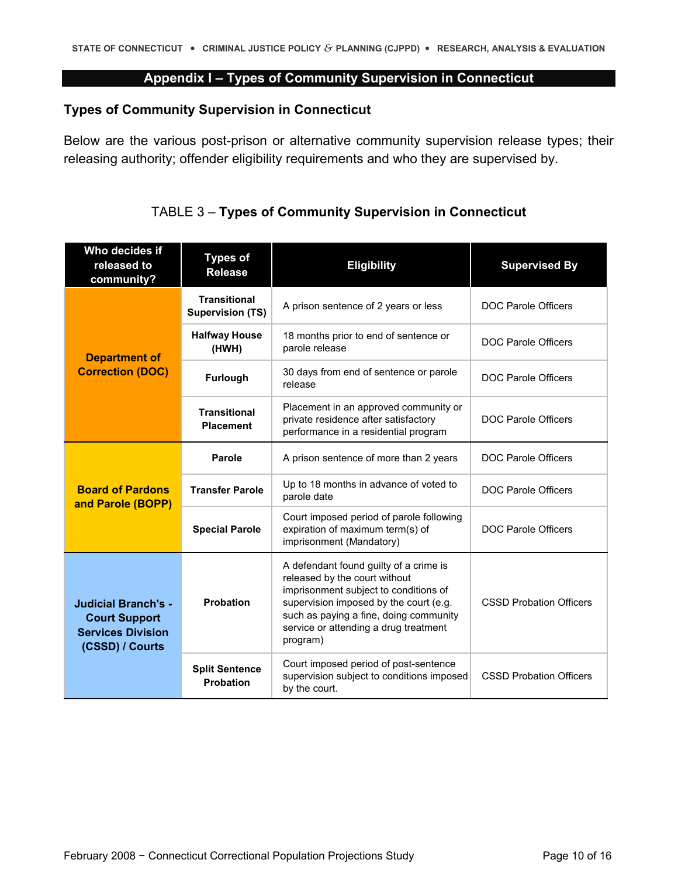## Appendix I – Types of Community Supervision in Connecticut

### Types of Community Supervision in Connecticut

Below are the various post-prison or alternative community supervision release types; their releasing authority; offender eligibility requirements and who they are supervised by.

TABLE 3 – **Types of Community Supervision in Connecticut**

| Who decides if released to community? | Types of Release | Eligibility | Supervised By |
|---|---|---|---|
| **Department of Correction (DOC)** | **Transitional Supervision (TS)** | A prison sentence of 2 years or less | DOC Parole Officers |
| | **Halfway House (HWH)** | 18 months prior to end of sentence or parole release | DOC Parole Officers |
| | **Furlough** | 30 days from end of sentence or parole release | DOC Parole Officers |
| | **Transitional Placement** | Placement in an approved community or private residence after satisfactory performance in a residential program | DOC Parole Officers |
| **Board of Pardons and Parole (BOPP)** | **Parole** | A prison sentence of more than 2 years | DOC Parole Officers |
| | **Transfer Parole** | Up to 18 months in advance of voted to parole date | DOC Parole Officers |
| | **Special Parole** | Court imposed period of parole following expiration of maximum term(s) of imprisonment (Mandatory) | DOC Parole Officers |
| **Judicial Branch's - Court Support Services Division (CSSD) / Courts** | **Probation** | A defendant found guilty of a crime is released by the court without imprisonment subject to conditions of supervision imposed by the court (e.g. such as paying a fine, doing community service or attending a drug treatment program) | CSSD Probation Officers |
| | **Split Sentence Probation** | Court imposed period of post-sentence supervision subject to conditions imposed by the court. | CSSD Probation Officers |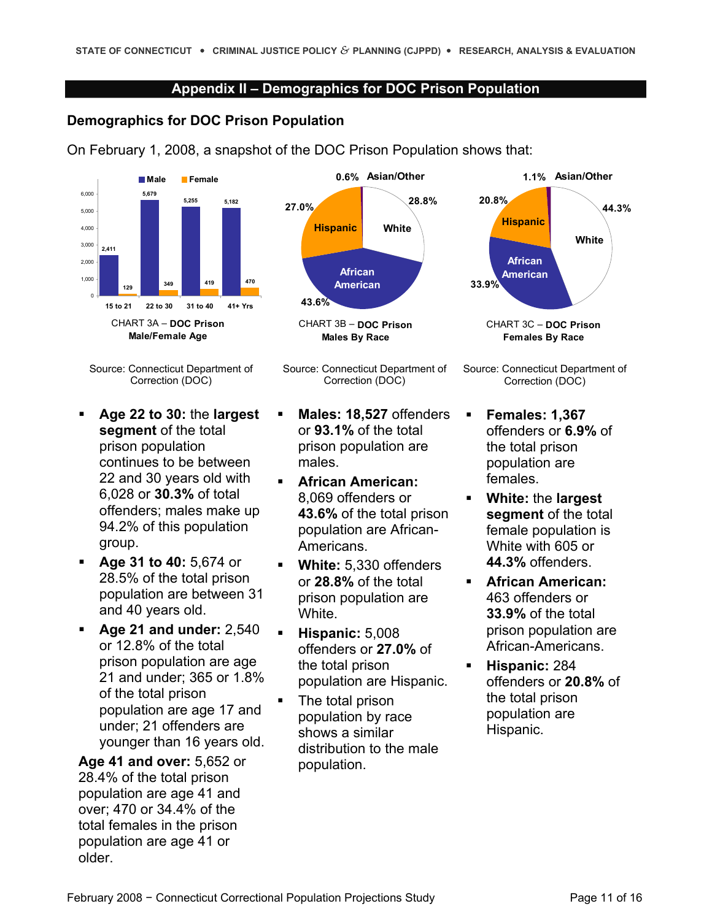## Appendix II – Demographics for DOC Prison Population

### Demographics for DOC Prison Population

On February 1, 2008, a snapshot of the DOC Prison Population shows that:

| Age | Male | Female |
|---|---|---|
| 15 to 21 | 2,411 | 129 |
| 22 to 30 | 5,679 | 349 |
| 31 to 40 | 5,255 | 419 |
| 41+ Yrs | 5,182 | 470 |

CHART 3A – **DOC Prison Male/Female Age**

Source: Connecticut Department of Correction (DOC)

| Race | Percent |
|---|---|
| White | 28.8% |
| African American | 43.6% |
| Hispanic | 27.0% |
| Asian/Other | 0.6% |

CHART 3B – **DOC Prison Males By Race**

Source: Connecticut Department of Correction (DOC)

| Race | Percent |
|---|---|
| White | 44.3% |
| African American | 33.9% |
| Hispanic | 20.8% |
| Asian/Other | 1.1% |

CHART 3C – **DOC Prison Females By Race**

Source: Connecticut Department of Correction (DOC)

- **Age 22 to 30:** the **largest segment** of the total prison population continues to be between 22 and 30 years old with 6,028 or **30.3%** of total offenders; males make up 94.2% of this population group.
- **Age 31 to 40:** 5,674 or 28.5% of the total prison population are between 31 and 40 years old.
- **Age 21 and under:** 2,540 or 12.8% of the total prison population are age 21 and under; 365 or 1.8% of the total prison population are age 17 and under; 21 offenders are younger than 16 years old.

**Age 41 and over:** 5,652 or 28.4% of the total prison population are age 41 and over; 470 or 34.4% of the total females in the prison population are age 41 or older.

- **Males: 18,527** offenders or **93.1%** of the total prison population are males.
- **African American:** 8,069 offenders or **43.6%** of the total prison population are African-Americans.
- **White:** 5,330 offenders or **28.8%** of the total prison population are White.
- **Hispanic:** 5,008 offenders or **27.0%** of the total prison population are Hispanic.
- The total prison population by race shows a similar distribution to the male population.

- **Females: 1,367** offenders or **6.9%** of the total prison population are females.
- **White:** the **largest segment** of the total female population is White with 605 or **44.3%** offenders.
- **African American:** 463 offenders or **33.9%** of the total prison population are African-Americans.
- **Hispanic:** 284 offenders or **20.8%** of the total prison population are Hispanic.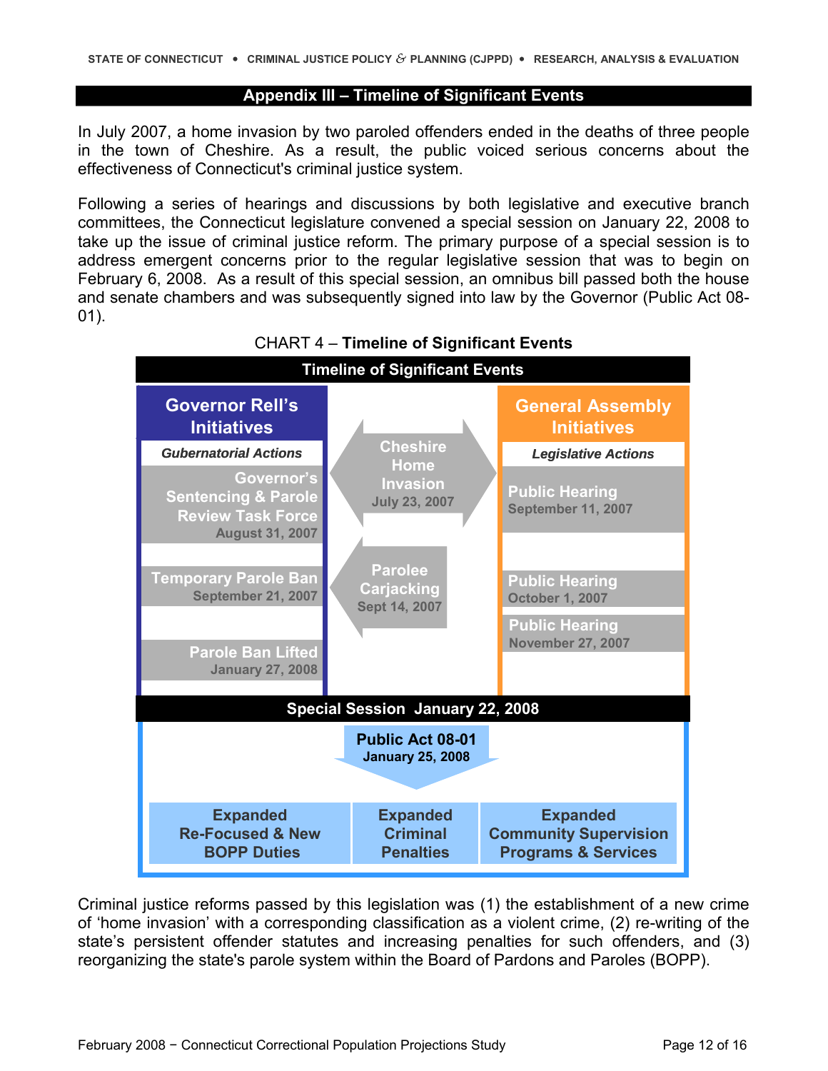## Appendix III – Timeline of Significant Events

In July 2007, a home invasion by two paroled offenders ended in the deaths of three people in the town of Cheshire. As a result, the public voiced serious concerns about the effectiveness of Connecticut's criminal justice system.

Following a series of hearings and discussions by both legislative and executive branch committees, the Connecticut legislature convened a special session on January 22, 2008 to take up the issue of criminal justice reform. The primary purpose of a special session is to address emergent concerns prior to the regular legislative session that was to begin on February 6, 2008. As a result of this special session, an omnibus bill passed both the house and senate chambers and was subsequently signed into law by the Governor (Public Act 08-01).

CHART 4 – **Timeline of Significant Events**

**Timeline of Significant Events**

**Governor Rell's Initiatives** — *Gubernatorial Actions*
- Governor's Sentencing & Parole Review Task Force — August 31, 2007
- Temporary Parole Ban — September 21, 2007
- Parole Ban Lifted — January 27, 2008

**Events**
- Cheshire Home Invasion — July 23, 2007
- Parolee Carjacking — Sept 14, 2007

**General Assembly Initiatives** — *Legislative Actions*
- Public Hearing — September 11, 2007
- Public Hearing — October 1, 2007
- Public Hearing — November 27, 2007

**Special Session January 22, 2008**

**Public Act 08-01** — January 25, 2008

- Expanded Re-Focused & New BOPP Duties
- Expanded Criminal Penalties
- Expanded Community Supervision Programs & Services

Criminal justice reforms passed by this legislation was (1) the establishment of a new crime of 'home invasion' with a corresponding classification as a violent crime, (2) re-writing of the state's persistent offender statutes and increasing penalties for such offenders, and (3) reorganizing the state's parole system within the Board of Pardons and Paroles (BOPP).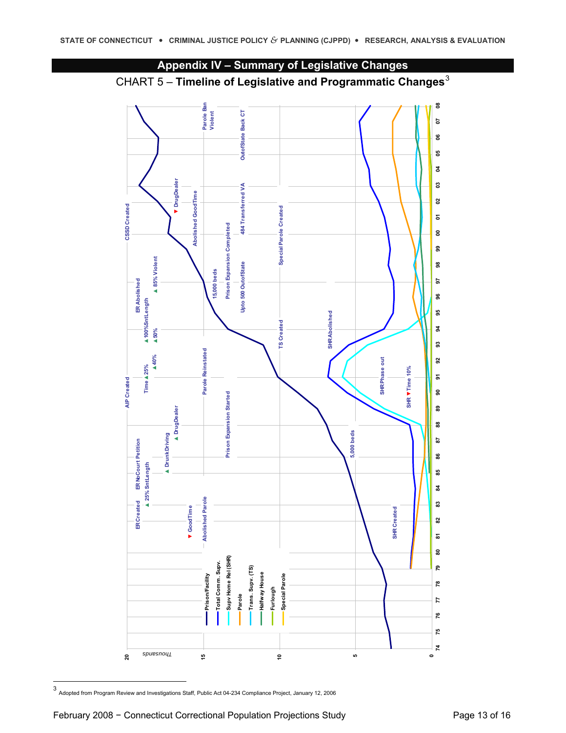# Appendix IV – Summary of Legislative Changes

CHART 5 – **Timeline of Legislative and Programmatic Changes**[3]

Legend: Prison/Facility; Total Comm. Supv.; Supv Home Rel (SHR); Parole; Trans. Supv. (TS); Halfway House; Furlough; Special Parole

Y-axis: Thousands (0, 5, 10, 15, 20)

X-axis: 74, 75, 76, 77, 78, 79, 80, 81, 82, 83, 84, 85, 86, 87, 88, 89, 90, 91, 92, 93, 94, 95, 96, 97, 98, 99, 00, 01, 02, 03, 04, 05, 06, 07, 08

Chart annotations: ER Created; ER NoCourt Petition; 25% SntLength; ▼ GoodTime; Abolished Parole; SHR Created; Drunk Driving; ▲ DrugDealer; 5,000 beds; Prison Expansion Started; AIP Created; Time ▲ 25%; ▲ 40%; Parole Reinstated; SHR ▼ Time 10%; SHR Phase out; TS Created; SHR Abolished; ▲ 100% SntLength; ▲ 50%; ER Abolished; ▲ 85% Violent; 15,000 beds; Prison Expansion Completed; Upto 500 OutofState; Special Parole Created; CSSD Created; Abolished GoodTime; 484 Transferred VA; ▼ DrugDealer; OutofState Back CT; Parole Ban Violent

[3] Adopted from Program Review and Investigations Staff, Public Act 04-234 Compliance Project, January 12, 2006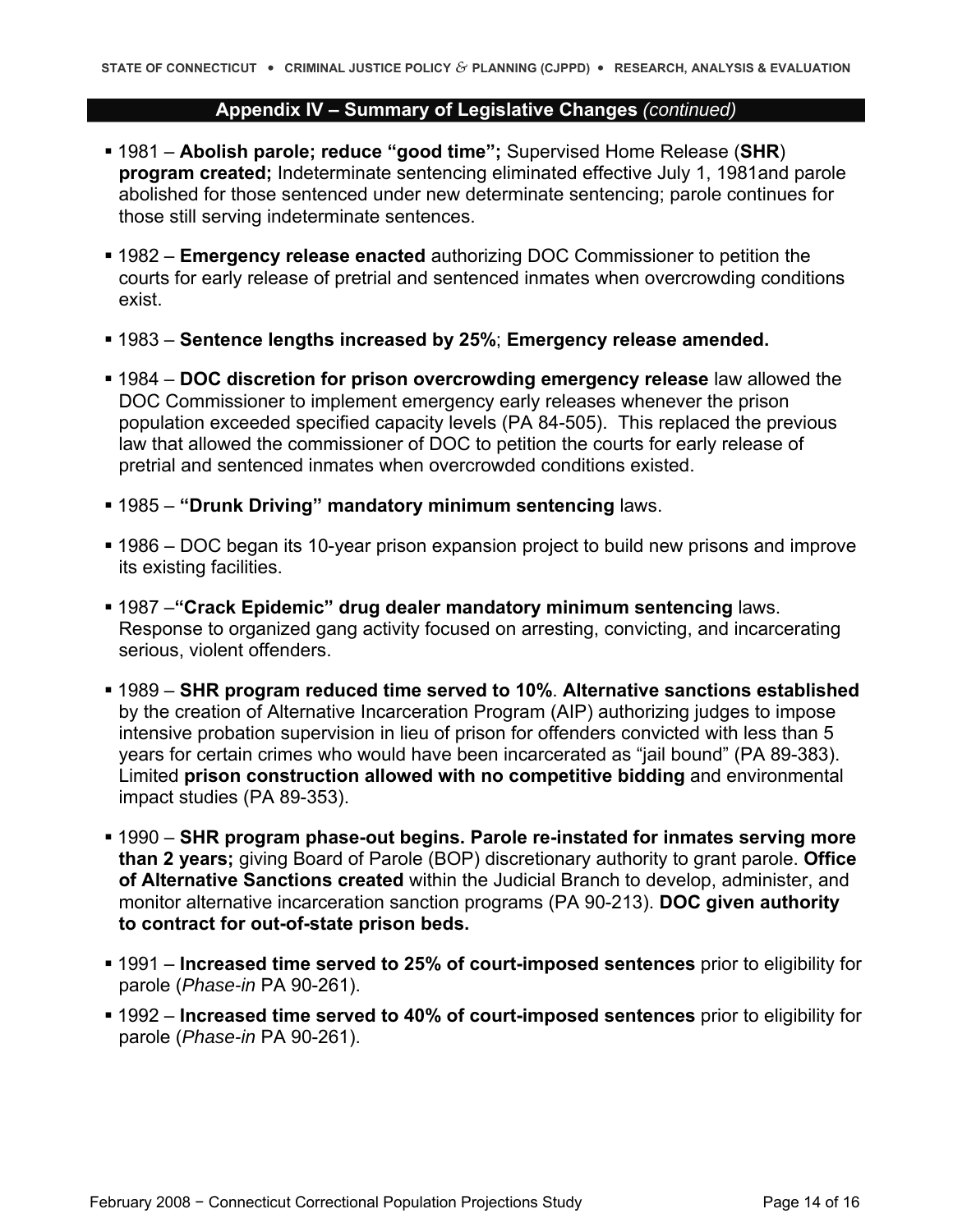## Appendix IV – Summary of Legislative Changes *(continued)*

- 1981 – **Abolish parole; reduce "good time"; Supervised Home Release (SHR) program created;** Indeterminate sentencing eliminated effective July 1, 1981and parole abolished for those sentenced under new determinate sentencing; parole continues for those still serving indeterminate sentences.
- 1982 – **Emergency release enacted** authorizing DOC Commissioner to petition the courts for early release of pretrial and sentenced inmates when overcrowding conditions exist.
- 1983 – **Sentence lengths increased by 25%**; **Emergency release amended.**
- 1984 – **DOC discretion for prison overcrowding emergency release** law allowed the DOC Commissioner to implement emergency early releases whenever the prison population exceeded specified capacity levels (PA 84-505). This replaced the previous law that allowed the commissioner of DOC to petition the courts for early release of pretrial and sentenced inmates when overcrowded conditions existed.
- 1985 – **"Drunk Driving" mandatory minimum sentencing** laws.
- 1986 – DOC began its 10-year prison expansion project to build new prisons and improve its existing facilities.
- 1987 –**"Crack Epidemic" drug dealer mandatory minimum sentencing** laws. Response to organized gang activity focused on arresting, convicting, and incarcerating serious, violent offenders.
- 1989 – **SHR program reduced time served to 10%**. **Alternative sanctions established** by the creation of Alternative Incarceration Program (AIP) authorizing judges to impose intensive probation supervision in lieu of prison for offenders convicted with less than 5 years for certain crimes who would have been incarcerated as "jail bound" (PA 89-383). Limited **prison construction allowed with no competitive bidding** and environmental impact studies (PA 89-353).
- 1990 – **SHR program phase-out begins. Parole re-instated for inmates serving more than 2 years;** giving Board of Parole (BOP) discretionary authority to grant parole. **Office of Alternative Sanctions created** within the Judicial Branch to develop, administer, and monitor alternative incarceration sanction programs (PA 90-213). **DOC given authority to contract for out-of-state prison beds.**
- 1991 – **Increased time served to 25% of court-imposed sentences** prior to eligibility for parole (*Phase-in* PA 90-261).
- 1992 – **Increased time served to 40% of court-imposed sentences** prior to eligibility for parole (*Phase-in* PA 90-261).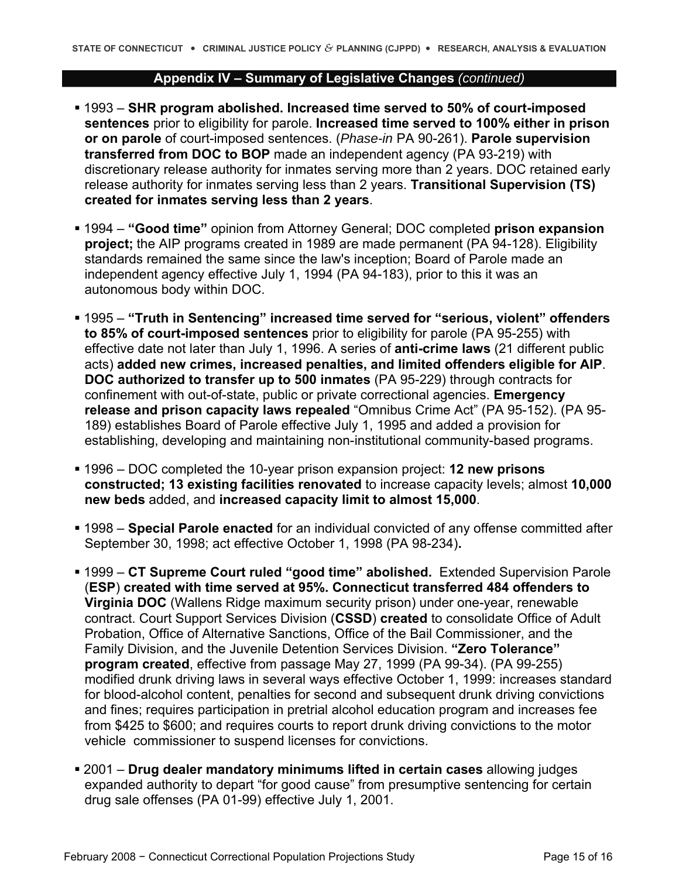## Appendix IV – Summary of Legislative Changes *(continued)*

- 1993 – **SHR program abolished. Increased time served to 50% of court-imposed sentences** prior to eligibility for parole. **Increased time served to 100% either in prison or on parole** of court-imposed sentences. (*Phase-in* PA 90-261). **Parole supervision transferred from DOC to BOP** made an independent agency (PA 93-219) with discretionary release authority for inmates serving more than 2 years. DOC retained early release authority for inmates serving less than 2 years. **Transitional Supervision (TS) created for inmates serving less than 2 years**.

- 1994 – **"Good time"** opinion from Attorney General; DOC completed **prison expansion project;** the AIP programs created in 1989 are made permanent (PA 94-128). Eligibility standards remained the same since the law's inception; Board of Parole made an independent agency effective July 1, 1994 (PA 94-183), prior to this it was an autonomous body within DOC.

- 1995 – **"Truth in Sentencing" increased time served for "serious, violent" offenders to 85% of court-imposed sentences** prior to eligibility for parole (PA 95-255) with effective date not later than July 1, 1996. A series of **anti-crime laws** (21 different public acts) **added new crimes, increased penalties, and limited offenders eligible for AIP**. **DOC authorized to transfer up to 500 inmates** (PA 95-229) through contracts for confinement with out-of-state, public or private correctional agencies. **Emergency release and prison capacity laws repealed** "Omnibus Crime Act" (PA 95-152). (PA 95-189) establishes Board of Parole effective July 1, 1995 and added a provision for establishing, developing and maintaining non-institutional community-based programs.

- 1996 – DOC completed the 10-year prison expansion project: **12 new prisons constructed; 13 existing facilities renovated** to increase capacity levels; almost **10,000 new beds** added, and **increased capacity limit to almost 15,000**.

- 1998 – **Special Parole enacted** for an individual convicted of any offense committed after September 30, 1998; act effective October 1, 1998 (PA 98-234)**.**

- 1999 – **CT Supreme Court ruled "good time" abolished.** Extended Supervision Parole (**ESP**) **created with time served at 95%. Connecticut transferred 484 offenders to Virginia DOC** (Wallens Ridge maximum security prison) under one-year, renewable contract. Court Support Services Division (**CSSD**) **created** to consolidate Office of Adult Probation, Office of Alternative Sanctions, Office of the Bail Commissioner, and the Family Division, and the Juvenile Detention Services Division. **"Zero Tolerance" program created**, effective from passage May 27, 1999 (PA 99-34). (PA 99-255) modified drunk driving laws in several ways effective October 1, 1999: increases standard for blood-alcohol content, penalties for second and subsequent drunk driving convictions and fines; requires participation in pretrial alcohol education program and increases fee from $425 to $600; and requires courts to report drunk driving convictions to the motor vehicle commissioner to suspend licenses for convictions.

- 2001 – **Drug dealer mandatory minimums lifted in certain cases** allowing judges expanded authority to depart "for good cause" from presumptive sentencing for certain drug sale offenses (PA 01-99) effective July 1, 2001.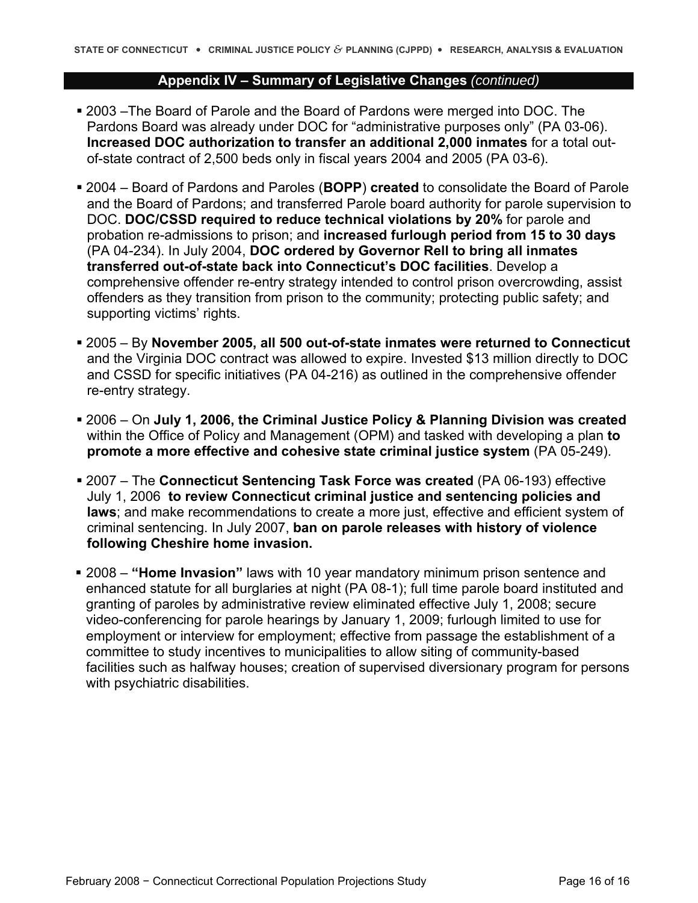## Appendix IV – Summary of Legislative Changes *(continued)*

- 2003 –The Board of Parole and the Board of Pardons were merged into DOC. The Pardons Board was already under DOC for "administrative purposes only" (PA 03-06). **Increased DOC authorization to transfer an additional 2,000 inmates** for a total out-of-state contract of 2,500 beds only in fiscal years 2004 and 2005 (PA 03-6).

- 2004 – Board of Pardons and Paroles (**BOPP**) **created** to consolidate the Board of Parole and the Board of Pardons; and transferred Parole board authority for parole supervision to DOC. **DOC/CSSD required to reduce technical violations by 20%** for parole and probation re-admissions to prison; and **increased furlough period from 15 to 30 days** (PA 04-234). In July 2004, **DOC ordered by Governor Rell to bring all inmates transferred out-of-state back into Connecticut's DOC facilities**. Develop a comprehensive offender re-entry strategy intended to control prison overcrowding, assist offenders as they transition from prison to the community; protecting public safety; and supporting victims' rights.

- 2005 – By **November 2005, all 500 out-of-state inmates were returned to Connecticut** and the Virginia DOC contract was allowed to expire. Invested $13 million directly to DOC and CSSD for specific initiatives (PA 04-216) as outlined in the comprehensive offender re-entry strategy.

- 2006 – On **July 1, 2006, the Criminal Justice Policy & Planning Division was created** within the Office of Policy and Management (OPM) and tasked with developing a plan **to promote a more effective and cohesive state criminal justice system** (PA 05-249).

- 2007 – The **Connecticut Sentencing Task Force was created** (PA 06-193) effective July 1, 2006 **to review Connecticut criminal justice and sentencing policies and laws**; and make recommendations to create a more just, effective and efficient system of criminal sentencing. In July 2007, **ban on parole releases with history of violence following Cheshire home invasion.**

- 2008 – **"Home Invasion"** laws with 10 year mandatory minimum prison sentence and enhanced statute for all burglaries at night (PA 08-1); full time parole board instituted and granting of paroles by administrative review eliminated effective July 1, 2008; secure video-conferencing for parole hearings by January 1, 2009; furlough limited to use for employment or interview for employment; effective from passage the establishment of a committee to study incentives to municipalities to allow siting of community-based facilities such as halfway houses; creation of supervised diversionary program for persons with psychiatric disabilities.